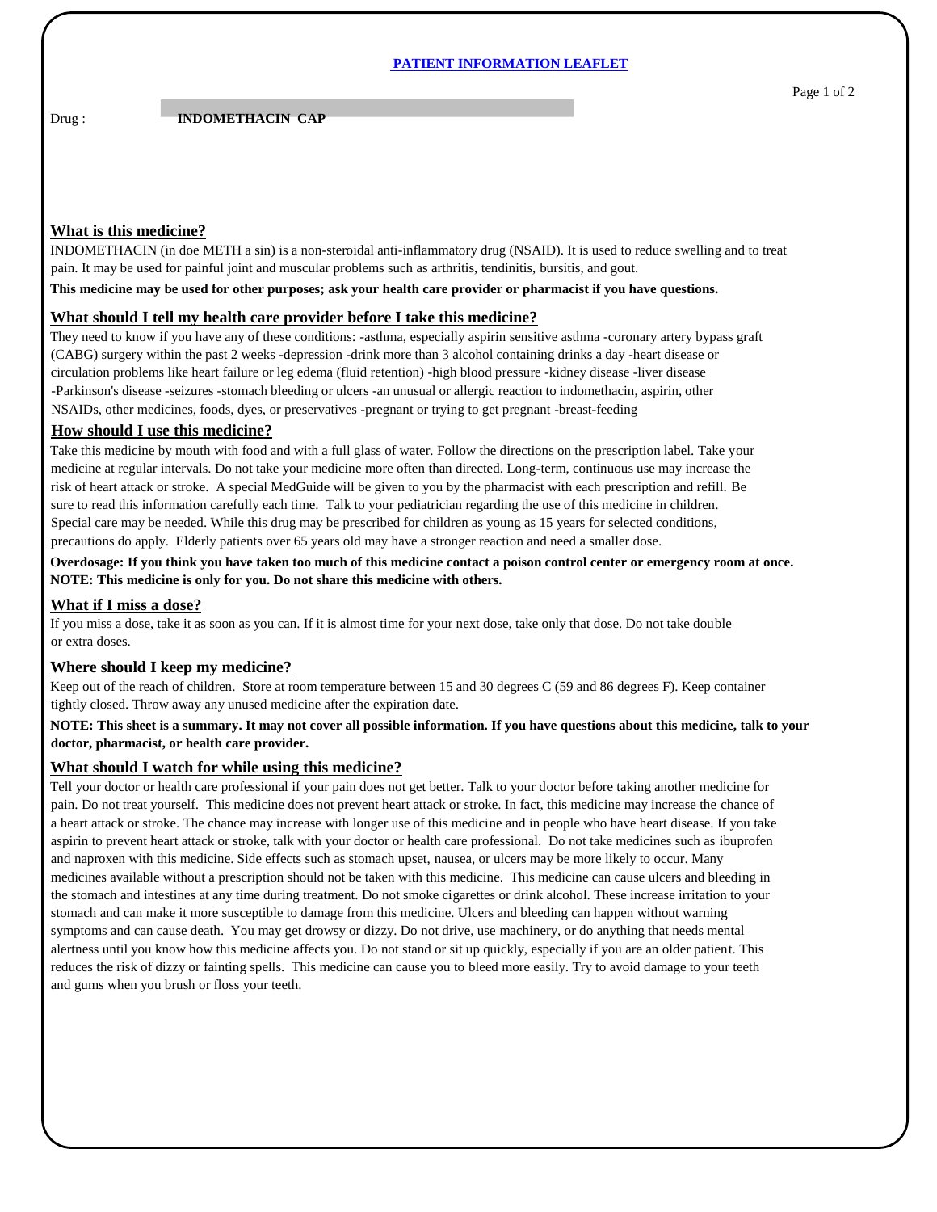# PATIENT INFORMATION LEAFLET

Drug : **INDOMETHACIN CAP**

## What is this medicine?

INDOMETHACIN (in doe METH a sin) is a non-steroidal anti-inflammatory drug (NSAID). It is used to reduce swelling and to treat pain. It may be used for painful joint and muscular problems such as arthritis, tendinitis, bursitis, and gout.

**This medicine may be used for other purposes; ask your health care provider or pharmacist if you have questions.**

## What should I tell my health care provider before I take this medicine?

They need to know if you have any of these conditions: -asthma, especially aspirin sensitive asthma -coronary artery bypass graft (CABG) surgery within the past 2 weeks -depression -drink more than 3 alcohol containing drinks a day -heart disease or circulation problems like heart failure or leg edema (fluid retention) -high blood pressure -kidney disease -liver disease -Parkinson's disease -seizures -stomach bleeding or ulcers -an unusual or allergic reaction to indomethacin, aspirin, other NSAIDs, other medicines, foods, dyes, or preservatives -pregnant or trying to get pregnant -breast-feeding

## How should I use this medicine?

Take this medicine by mouth with food and with a full glass of water. Follow the directions on the prescription label. Take your medicine at regular intervals. Do not take your medicine more often than directed. Long-term, continuous use may increase the risk of heart attack or stroke. A special MedGuide will be given to you by the pharmacist with each prescription and refill. Be sure to read this information carefully each time. Talk to your pediatrician regarding the use of this medicine in children. Special care may be needed. While this drug may be prescribed for children as young as 15 years for selected conditions, precautions do apply. Elderly patients over 65 years old may have a stronger reaction and need a smaller dose.

**Overdosage: If you think you have taken too much of this medicine contact a poison control center or emergency room at once.**
**NOTE: This medicine is only for you. Do not share this medicine with others.**

## What if I miss a dose?

If you miss a dose, take it as soon as you can. If it is almost time for your next dose, take only that dose. Do not take double or extra doses.

## Where should I keep my medicine?

Keep out of the reach of children. Store at room temperature between 15 and 30 degrees C (59 and 86 degrees F). Keep container tightly closed. Throw away any unused medicine after the expiration date.

**NOTE: This sheet is a summary. It may not cover all possible information. If you have questions about this medicine, talk to your doctor, pharmacist, or health care provider.**

## What should I watch for while using this medicine?

Tell your doctor or health care professional if your pain does not get better. Talk to your doctor before taking another medicine for pain. Do not treat yourself. This medicine does not prevent heart attack or stroke. In fact, this medicine may increase the chance of a heart attack or stroke. The chance may increase with longer use of this medicine and in people who have heart disease. If you take aspirin to prevent heart attack or stroke, talk with your doctor or health care professional. Do not take medicines such as ibuprofen and naproxen with this medicine. Side effects such as stomach upset, nausea, or ulcers may be more likely to occur. Many medicines available without a prescription should not be taken with this medicine. This medicine can cause ulcers and bleeding in the stomach and intestines at any time during treatment. Do not smoke cigarettes or drink alcohol. These increase irritation to your stomach and can make it more susceptible to damage from this medicine. Ulcers and bleeding can happen without warning symptoms and can cause death. You may get drowsy or dizzy. Do not drive, use machinery, or do anything that needs mental alertness until you know how this medicine affects you. Do not stand or sit up quickly, especially if you are an older patient. This reduces the risk of dizzy or fainting spells. This medicine can cause you to bleed more easily. Try to avoid damage to your teeth and gums when you brush or floss your teeth.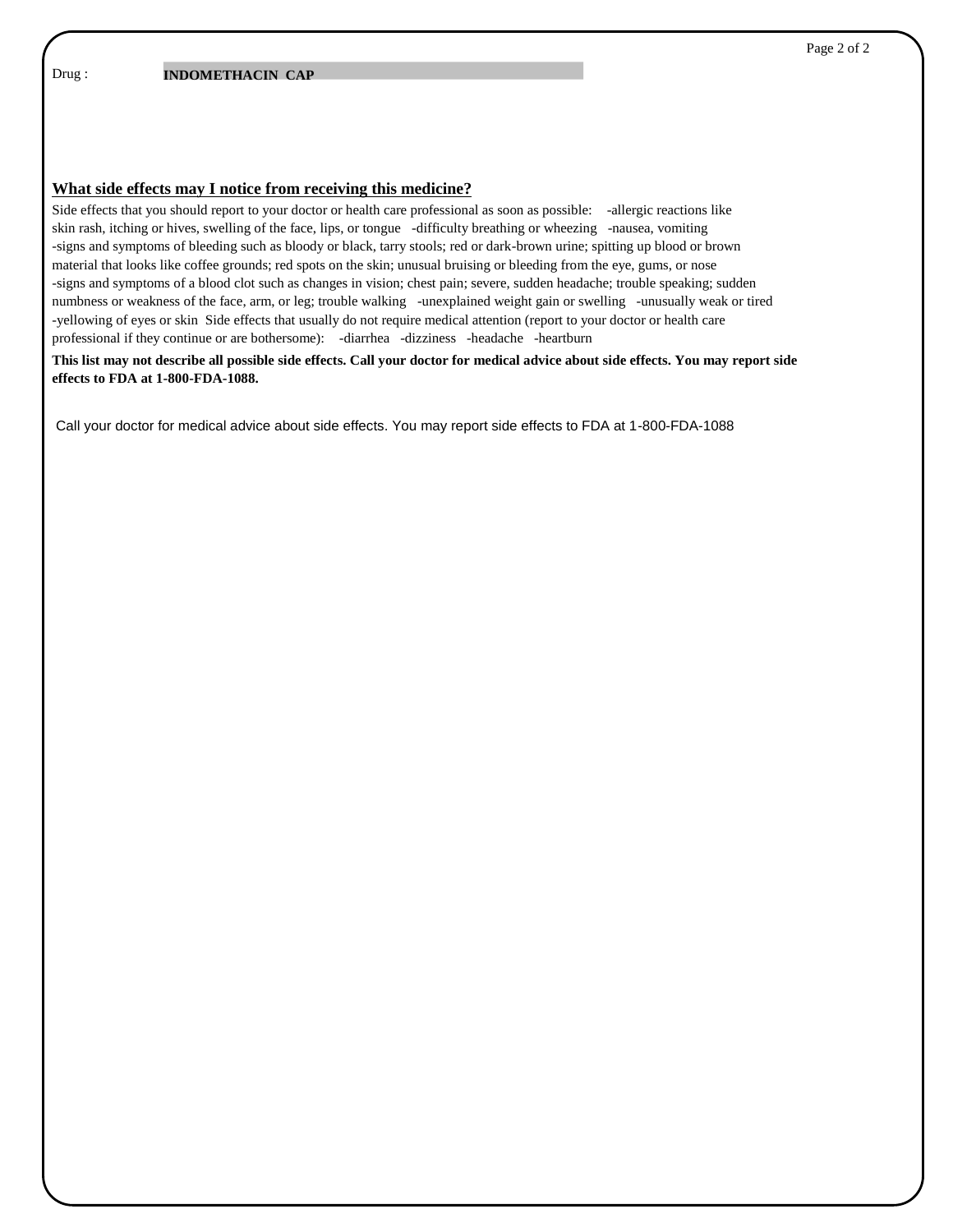Drug : **INDOMETHACIN CAP**

## What side effects may I notice from receiving this medicine?

Side effects that you should report to your doctor or health care professional as soon as possible: -allergic reactions like skin rash, itching or hives, swelling of the face, lips, or tongue -difficulty breathing or wheezing -nausea, vomiting -signs and symptoms of bleeding such as bloody or black, tarry stools; red or dark-brown urine; spitting up blood or brown material that looks like coffee grounds; red spots on the skin; unusual bruising or bleeding from the eye, gums, or nose -signs and symptoms of a blood clot such as changes in vision; chest pain; severe, sudden headache; trouble speaking; sudden numbness or weakness of the face, arm, or leg; trouble walking -unexplained weight gain or swelling -unusually weak or tired -yellowing of eyes or skin Side effects that usually do not require medical attention (report to your doctor or health care professional if they continue or are bothersome): -diarrhea -dizziness -headache -heartburn

**This list may not describe all possible side effects. Call your doctor for medical advice about side effects. You may report side effects to FDA at 1-800-FDA-1088.**

Call your doctor for medical advice about side effects. You may report side effects to FDA at 1-800-FDA-1088